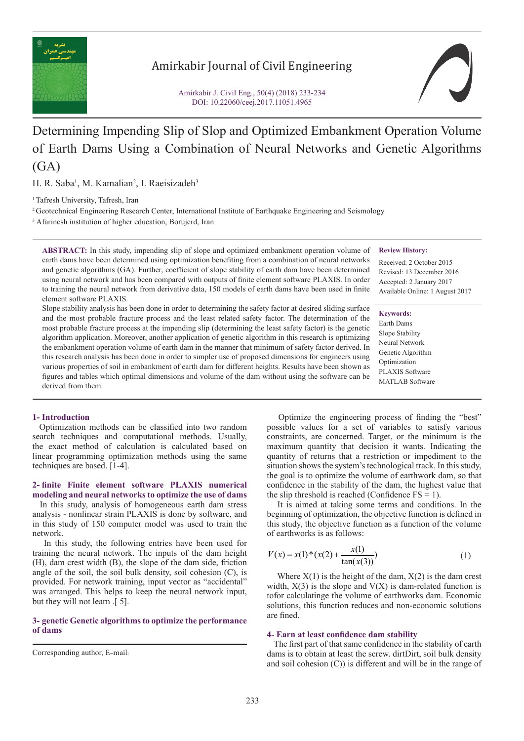# Determining Impending Slip of Slop and Optimized Embankment Operation Volume of Earth Dams Using a Combination of Neural Networks and Genetic Algorithms (GA)

H. R. Saba[1], M. Kamalian[2], I. Raeisizadeh[3]

[1] Tafresh University, Tafresh, Iran

[2] Geotechnical Engineering Research Center, International Institute of Earthquake Engineering and Seismology

[3] Afarinesh institution of higher education, Borujerd, Iran

**ABSTRACT:** In this study, impending slip of slope and optimized embankment operation volume of earth dams have been determined using optimization benefiting from a combination of neural networks and genetic algorithms (GA). Further, coefficient of slope stability of earth dam have been determined using neural network and has been compared with outputs of finite element software PLAXIS. In order to training the neural network from derivative data, 150 models of earth dams have been used in finite element software PLAXIS.

Slope stability analysis has been done in order to determining the safety factor at desired sliding surface and the most probable fracture process and the least related safety factor. The determination of the most probable fracture process at the impending slip (determining the least safety factor) is the genetic algorithm application. Moreover, another application of genetic algorithm in this research is optimizing the embankment operation volume of earth dam in the manner that minimum of safety factor derived. In this research analysis has been done in order to simpler use of proposed dimensions for engineers using various properties of soil in embankment of earth dam for different heights. Results have been shown as figures and tables which optimal dimensions and volume of the dam without using the software can be derived from them.

**Review History:**

Received: 2 October 2015
Revised: 13 December 2016
Accepted: 2 January 2017
Available Online: 1 August 2017

**Keywords:**

Earth Dams
Slope Stability
Neural Network
Genetic Algorithm
Optimization
PLAXIS Software
MATLAB Software

## 1- Introduction

Optimization methods can be classified into two random search techniques and computational methods. Usually, the exact method of calculation is calculated based on linear programming optimization methods using the same techniques are based. [1-4].

## 2- finite Finite element software PLAXIS numerical modeling and neural networks to optimize the use of dams

In this study, analysis of homogeneous earth dam stress analysis - nonlinear strain PLAXIS is done by software, and in this study of 150 computer model was used to train the network.

In this study, the following entries have been used for training the neural network. The inputs of the dam height (H), dam crest width (B), the slope of the dam side, friction angle of the soil, the soil bulk density, soil cohesion (C), is provided. For network training, input vector as "accidental" was arranged. This helps to keep the neural network input, but they will not learn .[ 5].

## 3- genetic Genetic algorithms to optimize the performance of dams

Optimize the engineering process of finding the "best" possible values for a set of variables to satisfy various constraints, are concerned. Target, or the minimum is the maximum quantity that decision it wants. Indicating the quantity of returns that a restriction or impediment to the situation shows the system's technological track. In this study, the goal is to optimize the volume of earthwork dam, so that confidence in the stability of the dam, the highest value that the slip threshold is reached (Confidence FS = 1).

It is aimed at taking some terms and conditions. In the beginning of optimization, the objective function is defined in this study, the objective function as a function of the volume of earthworks is as follows:

$$V(x) = x(1) * (x(2) + \frac{x(1)}{\tan(x(3))}) \tag{1}$$

Where X(1) is the height of the dam, X(2) is the dam crest width, X(3) is the slope and V(X) is dam-related function is tofor calculatinge the volume of earthworks dam. Economic solutions, this function reduces and non-economic solutions are fined.

## 4- Earn at least confidence dam stability

The first part of that same confidence in the stability of earth dams is to obtain at least the screw. dirtDirt, soil bulk density and soil cohesion (C)) is different and will be in the range of

Corresponding author, E-mail: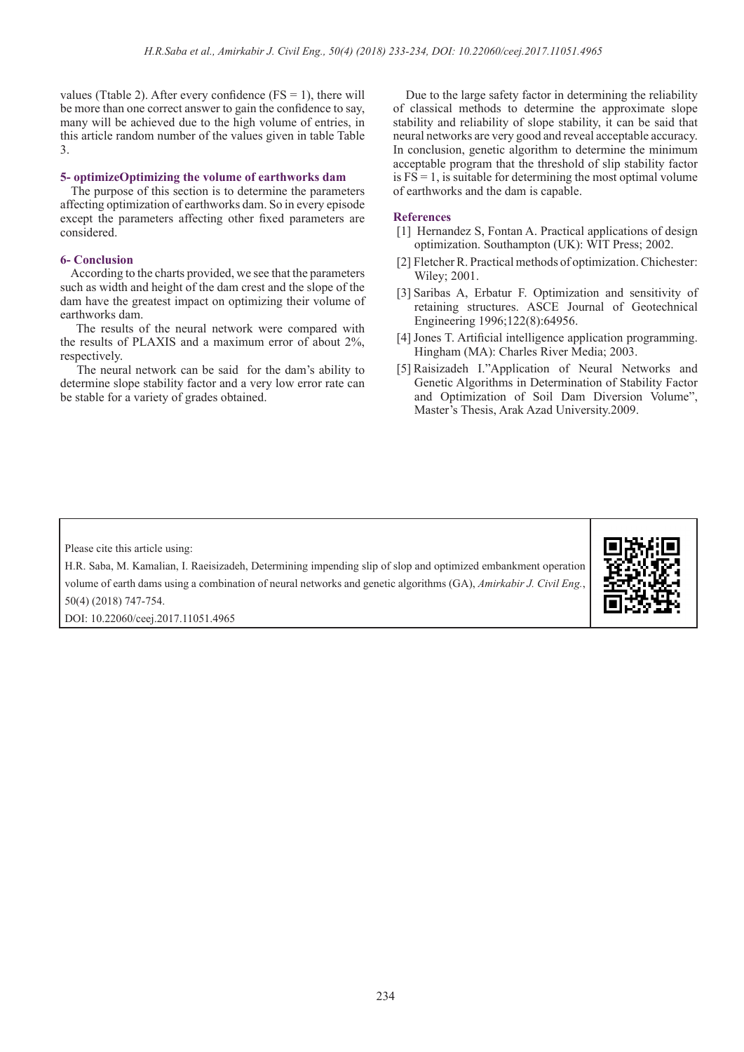values (Ttable 2). After every confidence (FS = 1), there will be more than one correct answer to gain the confidence to say, many will be achieved due to the high volume of entries, in this article random number of the values given in table Table 3.

## 5- optimizeOptimizing the volume of earthworks dam

The purpose of this section is to determine the parameters affecting optimization of earthworks dam. So in every episode except the parameters affecting other fixed parameters are considered.

## 6- Conclusion

According to the charts provided, we see that the parameters such as width and height of the dam crest and the slope of the dam have the greatest impact on optimizing their volume of earthworks dam.

The results of the neural network were compared with the results of PLAXIS and a maximum error of about 2%, respectively.

The neural network can be said for the dam's ability to determine slope stability factor and a very low error rate can be stable for a variety of grades obtained.

Due to the large safety factor in determining the reliability of classical methods to determine the approximate slope stability and reliability of slope stability, it can be said that neural networks are very good and reveal acceptable accuracy. In conclusion, genetic algorithm to determine the minimum acceptable program that the threshold of slip stability factor is FS = 1, is suitable for determining the most optimal volume of earthworks and the dam is capable.

## References

[1] Hernandez S, Fontan A. Practical applications of design optimization. Southampton (UK): WIT Press; 2002.

[2] Fletcher R. Practical methods of optimization. Chichester: Wiley; 2001.

[3] Saribas A, Erbatur F. Optimization and sensitivity of retaining structures. ASCE Journal of Geotechnical Engineering 1996;122(8):64956.

[4] Jones T. Artificial intelligence application programming. Hingham (MA): Charles River Media; 2003.

[5] Raisizadeh I."Application of Neural Networks and Genetic Algorithms in Determination of Stability Factor and Optimization of Soil Dam Diversion Volume", Master's Thesis, Arak Azad University.2009.

Please cite this article using:

H.R. Saba, M. Kamalian, I. Raeisizadeh, Determining impending slip of slop and optimized embankment operation volume of earth dams using a combination of neural networks and genetic algorithms (GA), *Amirkabir J. Civil Eng.*, 50(4) (2018) 747-754.

DOI: 10.22060/ceej.2017.11051.4965